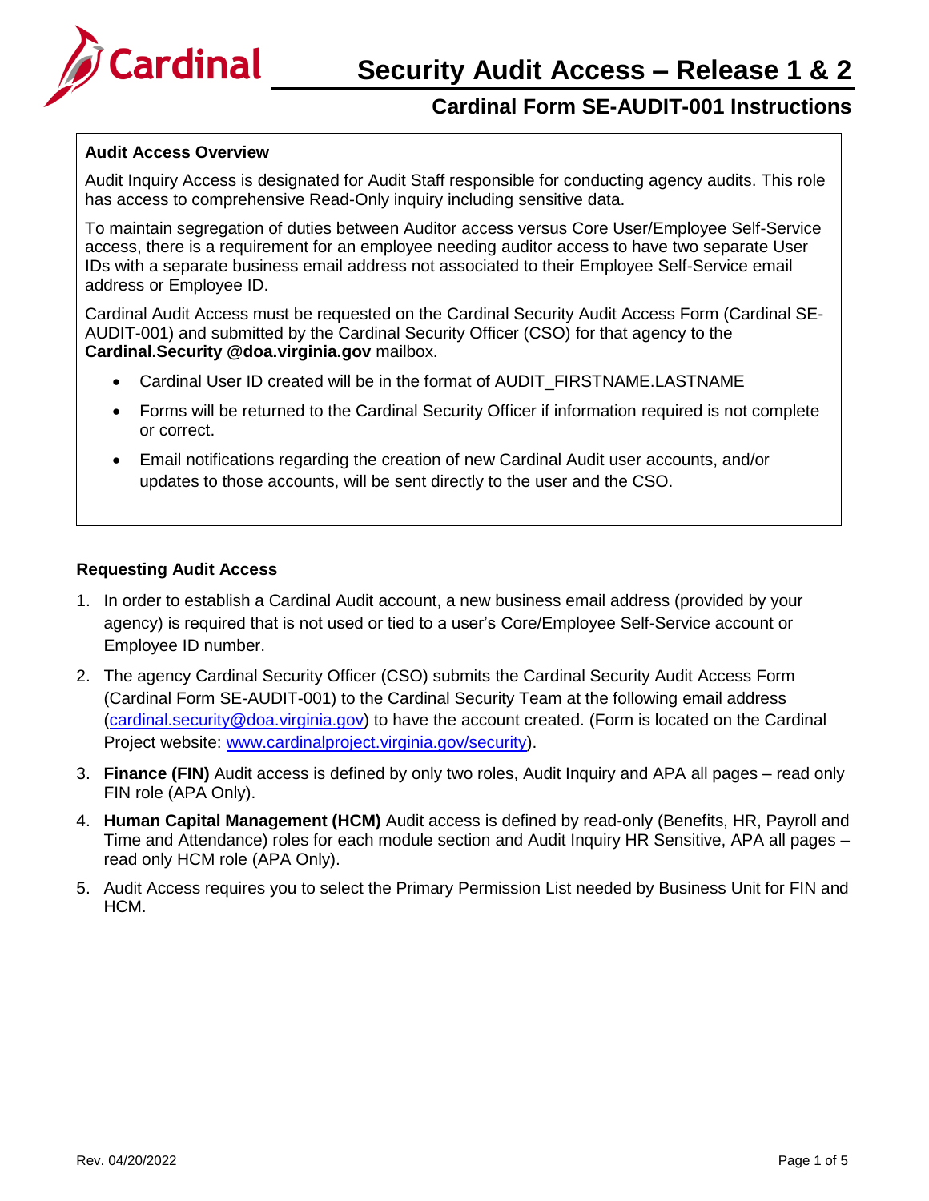# Security Audit Access – Release 1 & 2

## Cardinal Form SE-AUDIT-001 Instructions

**Audit Access Overview**

Audit Inquiry Access is designated for Audit Staff responsible for conducting agency audits. This role has access to comprehensive Read-Only inquiry including sensitive data.

To maintain segregation of duties between Auditor access versus Core User/Employee Self-Service access, there is a requirement for an employee needing auditor access to have two separate User IDs with a separate business email address not associated to their Employee Self-Service email address or Employee ID.

Cardinal Audit Access must be requested on the Cardinal Security Audit Access Form (Cardinal SE-AUDIT-001) and submitted by the Cardinal Security Officer (CSO) for that agency to the **Cardinal.Security @doa.virginia.gov** mailbox.

- Cardinal User ID created will be in the format of AUDIT_FIRSTNAME.LASTNAME
- Forms will be returned to the Cardinal Security Officer if information required is not complete or correct.
- Email notifications regarding the creation of new Cardinal Audit user accounts, and/or updates to those accounts, will be sent directly to the user and the CSO.

### Requesting Audit Access

1. In order to establish a Cardinal Audit account, a new business email address (provided by your agency) is required that is not used or tied to a user's Core/Employee Self-Service account or Employee ID number.
2. The agency Cardinal Security Officer (CSO) submits the Cardinal Security Audit Access Form (Cardinal Form SE-AUDIT-001) to the Cardinal Security Team at the following email address (cardinal.security@doa.virginia.gov) to have the account created. (Form is located on the Cardinal Project website: www.cardinalproject.virginia.gov/security).
3. **Finance (FIN)** Audit access is defined by only two roles, Audit Inquiry and APA all pages – read only FIN role (APA Only).
4. **Human Capital Management (HCM)** Audit access is defined by read-only (Benefits, HR, Payroll and Time and Attendance) roles for each module section and Audit Inquiry HR Sensitive, APA all pages – read only HCM role (APA Only).
5. Audit Access requires you to select the Primary Permission List needed by Business Unit for FIN and HCM.

Rev. 04/20/2022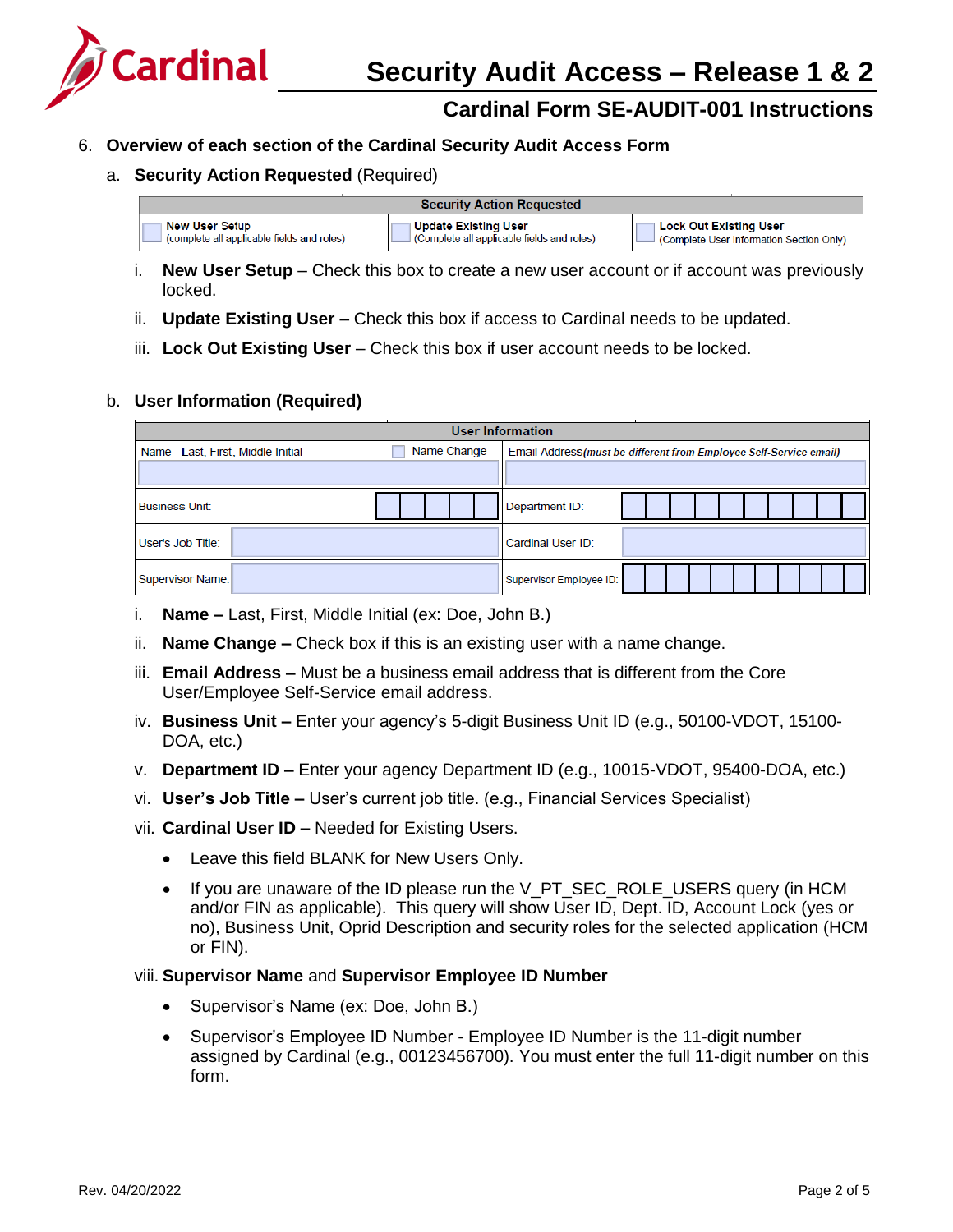6. **Overview of each section of the Cardinal Security Audit Access Form**

   a. **Security Action Requested** (Required)

| Security Action Requested | | |
|---|---|---|
| ☐ **New User Setup** (complete all applicable fields and roles) | ☐ **Update Existing User** (Complete all applicable fields and roles) | ☐ **Lock Out Existing User** (Complete User Information Section Only) |

      i. **New User Setup** – Check this box to create a new user account or if account was previously locked.

      ii. **Update Existing User** – Check this box if access to Cardinal needs to be updated.

      iii. **Lock Out Existing User** – Check this box if user account needs to be locked.

   b. **User Information (Required)**

| User Information | | | |
|---|---|---|---|
| Name - Last, First, Middle Initial | ☐ Name Change | Email Address *(must be different from Employee Self-Service email)* | |
| Business Unit: | | Department ID: | |
| User's Job Title: | | Cardinal User ID: | |
| Supervisor Name: | | Supervisor Employee ID: | |

      i. **Name –** Last, First, Middle Initial (ex: Doe, John B.)

      ii. **Name Change –** Check box if this is an existing user with a name change.

      iii. **Email Address –** Must be a business email address that is different from the Core User/Employee Self-Service email address.

      iv. **Business Unit –** Enter your agency's 5-digit Business Unit ID (e.g., 50100-VDOT, 15100-DOA, etc.)

      v. **Department ID –** Enter your agency Department ID (e.g., 10015-VDOT, 95400-DOA, etc.)

      vi. **User's Job Title –** User's current job title. (e.g., Financial Services Specialist)

      vii. **Cardinal User ID –** Needed for Existing Users.

         - Leave this field BLANK for New Users Only.
         - If you are unaware of the ID please run the V_PT_SEC_ROLE_USERS query (in HCM and/or FIN as applicable). This query will show User ID, Dept. ID, Account Lock (yes or no), Business Unit, Oprid Description and security roles for the selected application (HCM or FIN).

      viii. **Supervisor Name** and **Supervisor Employee ID Number**

         - Supervisor's Name (ex: Doe, John B.)
         - Supervisor's Employee ID Number - Employee ID Number is the 11-digit number assigned by Cardinal (e.g., 00123456700). You must enter the full 11-digit number on this form.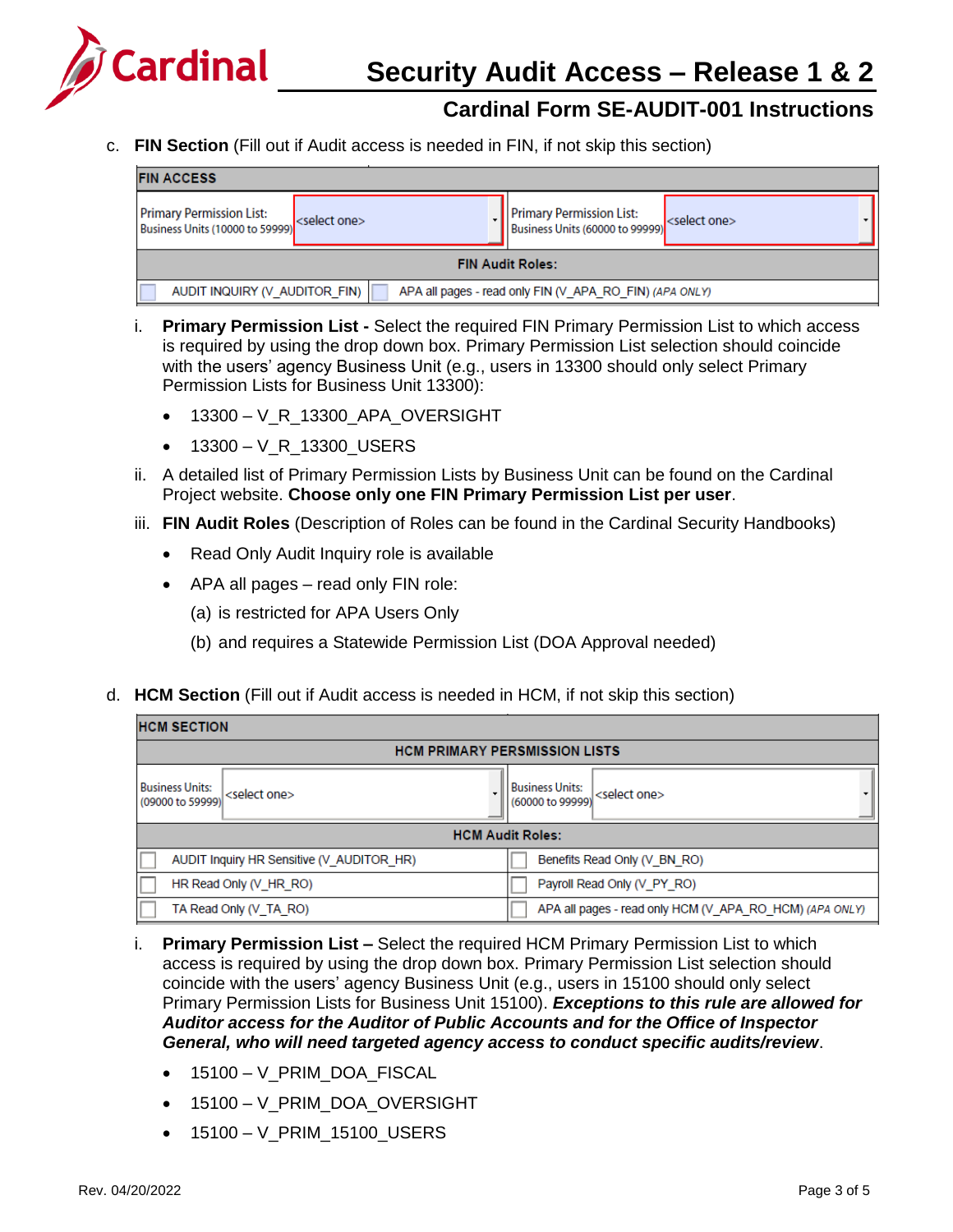c. **FIN Section** (Fill out if Audit access is needed in FIN, if not skip this section)

| FIN ACCESS | | | |
|---|---|---|---|
| Primary Permission List: Business Units (10000 to 59999) | <select one> | Primary Permission List: Business Units (60000 to 99999) | <select one> |
| **FIN Audit Roles:** | | | |
| ☐ AUDIT INQUIRY (V_AUDITOR_FIN) | | ☐ APA all pages - read only FIN (V_APA_RO_FIN) *(APA ONLY)* | |

i. **Primary Permission List -** Select the required FIN Primary Permission List to which access is required by using the drop down box. Primary Permission List selection should coincide with the users' agency Business Unit (e.g., users in 13300 should only select Primary Permission Lists for Business Unit 13300):

- 13300 – V_R_13300_APA_OVERSIGHT
- 13300 – V_R_13300_USERS

ii. A detailed list of Primary Permission Lists by Business Unit can be found on the Cardinal Project website. **Choose only one FIN Primary Permission List per user**.

iii. **FIN Audit Roles** (Description of Roles can be found in the Cardinal Security Handbooks)

- Read Only Audit Inquiry role is available
- APA all pages – read only FIN role:
  (a) is restricted for APA Users Only
  (b) and requires a Statewide Permission List (DOA Approval needed)

d. **HCM Section** (Fill out if Audit access is needed in HCM, if not skip this section)

| HCM SECTION | | | |
|---|---|---|---|
| **HCM PRIMARY PERSMISSION LISTS** | | | |
| Business Units: (09000 to 59999) | <select one> | Business Units: (60000 to 99999) | <select one> |
| **HCM Audit Roles:** | | | |
| ☐ AUDIT Inquiry HR Sensitive (V_AUDITOR_HR) | | ☐ Benefits Read Only (V_BN_RO) | |
| ☐ HR Read Only (V_HR_RO) | | ☐ Payroll Read Only (V_PY_RO) | |
| ☐ TA Read Only (V_TA_RO) | | ☐ APA all pages - read only HCM (V_APA_RO_HCM) *(APA ONLY)* | |

i. **Primary Permission List –** Select the required HCM Primary Permission List to which access is required by using the drop down box. Primary Permission List selection should coincide with the users' agency Business Unit (e.g., users in 15100 should only select Primary Permission Lists for Business Unit 15100). ***Exceptions to this rule are allowed for Auditor access for the Auditor of Public Accounts and for the Office of Inspector General, who will need targeted agency access to conduct specific audits/review***.

- 15100 – V_PRIM_DOA_FISCAL
- 15100 – V_PRIM_DOA_OVERSIGHT
- 15100 – V_PRIM_15100_USERS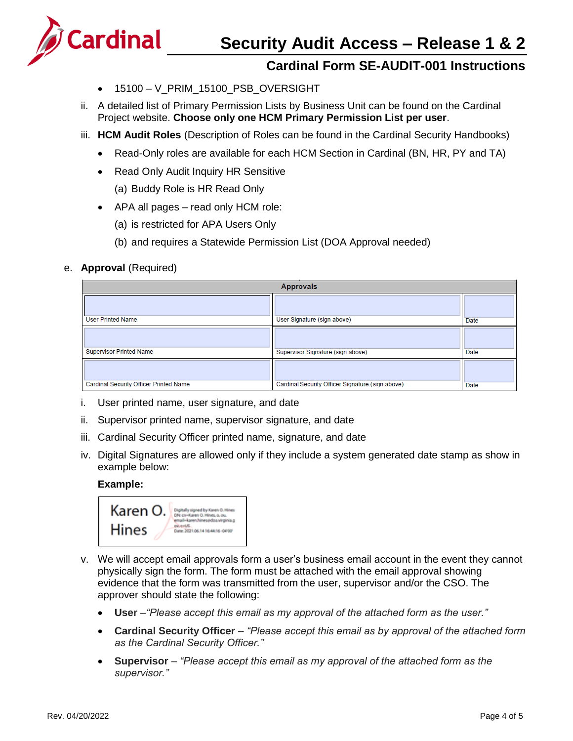- 15100 – V_PRIM_15100_PSB_OVERSIGHT

ii. A detailed list of Primary Permission Lists by Business Unit can be found on the Cardinal Project website. **Choose only one HCM Primary Permission List per user**.

iii. **HCM Audit Roles** (Description of Roles can be found in the Cardinal Security Handbooks)

- Read-Only roles are available for each HCM Section in Cardinal (BN, HR, PY and TA)
- Read Only Audit Inquiry HR Sensitive
  - (a) Buddy Role is HR Read Only
- APA all pages – read only HCM role:
  - (a) is restricted for APA Users Only
  - (b) and requires a Statewide Permission List (DOA Approval needed)

e. **Approval** (Required)

| Approvals | | |
|---|---|---|
| User Printed Name | User Signature (sign above) | Date |
| Supervisor Printed Name | Supervisor Signature (sign above) | Date |
| Cardinal Security Officer Printed Name | Cardinal Security Officer Signature (sign above) | Date |

i. User printed name, user signature, and date

ii. Supervisor printed name, supervisor signature, and date

iii. Cardinal Security Officer printed name, signature, and date

iv. Digital Signatures are allowed only if they include a system generated date stamp as show in example below:

**Example:**

Karen O. Hines — Digitally signed by Karen O. Hines DN: cn=Karen O. Hines, o, ou, email=karen.hines@doa.virginia.gov, c=US Date: 2021.06.14 16:44:16 -04'00'

v. We will accept email approvals form a user's business email account in the event they cannot physically sign the form. The form must be attached with the email approval showing evidence that the form was transmitted from the user, supervisor and/or the CSO. The approver should state the following:

- **User** –*"Please accept this email as my approval of the attached form as the user."*
- **Cardinal Security Officer** – *"Please accept this email as by approval of the attached form as the Cardinal Security Officer."*
- **Supervisor** – *"Please accept this email as my approval of the attached form as the supervisor."*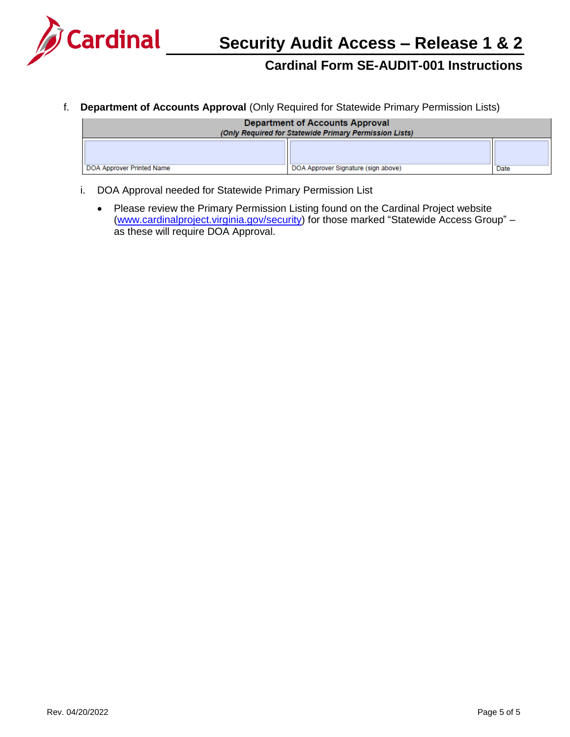f. **Department of Accounts Approval** (Only Required for Statewide Primary Permission Lists)

| Department of Accounts Approval *(Only Required for Statewide Primary Permission Lists)* | | |
|---|---|---|
| | | |
| DOA Approver Printed Name | DOA Approver Signature (sign above) | Date |

i. DOA Approval needed for Statewide Primary Permission List

- Please review the Primary Permission Listing found on the Cardinal Project website (www.cardinalproject.virginia.gov/security) for those marked "Statewide Access Group" – as these will require DOA Approval.